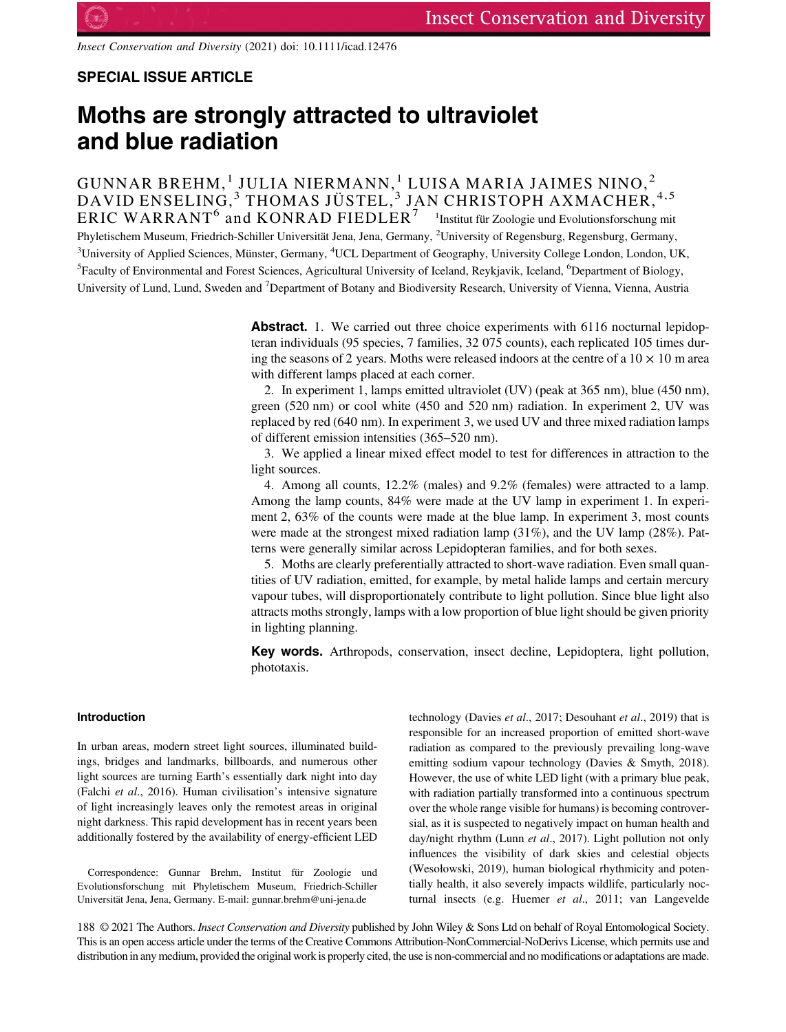SPECIAL ISSUE ARTICLE

# Moths are strongly attracted to ultraviolet and blue radiation

GUNNAR BREHM,[1] JULIA NIERMANN,[1] LUISA MARIA JAIMES NINO,[2] DAVID ENSELING,[3] THOMAS JÜSTEL,[3] JAN CHRISTOPH AXMACHER,[4,5] ERIC WARRANT[6] and KONRAD FIEDLER[7]

[1]Institut für Zoologie und Evolutionsforschung mit Phyletischem Museum, Friedrich-Schiller Universität Jena, Jena, Germany, [2]University of Regensburg, Regensburg, Germany, [3]University of Applied Sciences, Münster, Germany, [4]UCL Department of Geography, University College London, London, UK, [5]Faculty of Environmental and Forest Sciences, Agricultural University of Iceland, Reykjavik, Iceland, [6]Department of Biology, University of Lund, Lund, Sweden and [7]Department of Botany and Biodiversity Research, University of Vienna, Vienna, Austria

**Abstract.** 1. We carried out three choice experiments with 6116 nocturnal lepidopteran individuals (95 species, 7 families, 32 075 counts), each replicated 105 times during the seasons of 2 years. Moths were released indoors at the centre of a 10 × 10 m area with different lamps placed at each corner.

2. In experiment 1, lamps emitted ultraviolet (UV) (peak at 365 nm), blue (450 nm), green (520 nm) or cool white (450 and 520 nm) radiation. In experiment 2, UV was replaced by red (640 nm). In experiment 3, we used UV and three mixed radiation lamps of different emission intensities (365–520 nm).

3. We applied a linear mixed effect model to test for differences in attraction to the light sources.

4. Among all counts, 12.2% (males) and 9.2% (females) were attracted to a lamp. Among the lamp counts, 84% were made at the UV lamp in experiment 1. In experiment 2, 63% of the counts were made at the blue lamp. In experiment 3, most counts were made at the strongest mixed radiation lamp (31%), and the UV lamp (28%). Patterns were generally similar across Lepidopteran families, and for both sexes.

5. Moths are clearly preferentially attracted to short-wave radiation. Even small quantities of UV radiation, emitted, for example, by metal halide lamps and certain mercury vapour tubes, will disproportionately contribute to light pollution. Since blue light also attracts moths strongly, lamps with a low proportion of blue light should be given priority in lighting planning.

**Key words.** Arthropods, conservation, insect decline, Lepidoptera, light pollution, phototaxis.

## Introduction

In urban areas, modern street light sources, illuminated buildings, bridges and landmarks, billboards, and numerous other light sources are turning Earth's essentially dark night into day (Falchi *et al*., 2016). Human civilisation's intensive signature of light increasingly leaves only the remotest areas in original night darkness. This rapid development has in recent years been additionally fostered by the availability of energy-efficient LED technology (Davies *et al*., 2017; Desouhant *et al*., 2019) that is responsible for an increased proportion of emitted short-wave radiation as compared to the previously prevailing long-wave emitting sodium vapour technology (Davies & Smyth, 2018). However, the use of white LED light (with a primary blue peak, with radiation partially transformed into a continuous spectrum over the whole range visible for humans) is becoming controversial, as it is suspected to negatively impact on human health and day/night rhythm (Lunn *et al*., 2017). Light pollution not only influences the visibility of dark skies and celestial objects (Wesołowski, 2019), human biological rhythmicity and potentially health, it also severely impacts wildlife, particularly nocturnal insects (e.g. Huemer *et al*., 2011; van Langevelde

Correspondence: Gunnar Brehm, Institut für Zoologie und Evolutionsforschung mit Phyletischem Museum, Friedrich-Schiller Universität Jena, Jena, Germany. E-mail: gunnar.brehm@uni-jena.de

© 2021 The Authors. *Insect Conservation and Diversity* published by John Wiley & Sons Ltd on behalf of Royal Entomological Society. This is an open access article under the terms of the Creative Commons Attribution-NonCommercial-NoDerivs License, which permits use and distribution in any medium, provided the original work is properly cited, the use is non-commercial and no modifications or adaptations are made.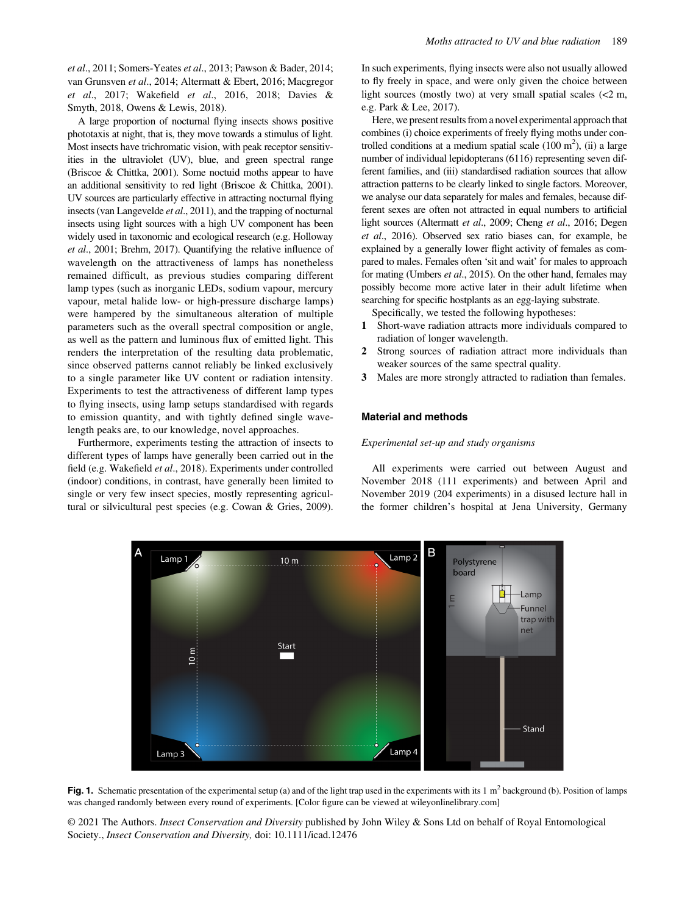et al., 2011; Somers-Yeates et al., 2013; Pawson & Bader, 2014; van Grunsven et al., 2014; Altermatt & Ebert, 2016; Macgregor et al., 2017; Wakefield et al., 2016, 2018; Davies & Smyth, 2018, Owens & Lewis, 2018).

A large proportion of nocturnal flying insects shows positive phototaxis at night, that is, they move towards a stimulus of light. Most insects have trichromatic vision, with peak receptor sensitivities in the ultraviolet (UV), blue, and green spectral range (Briscoe & Chittka, 2001). Some noctuid moths appear to have an additional sensitivity to red light (Briscoe & Chittka, 2001). UV sources are particularly effective in attracting nocturnal flying insects (van Langevelde et al., 2011), and the trapping of nocturnal insects using light sources with a high UV component has been widely used in taxonomic and ecological research (e.g. Holloway et al., 2001; Brehm, 2017). Quantifying the relative influence of wavelength on the attractiveness of lamps has nonetheless remained difficult, as previous studies comparing different lamp types (such as inorganic LEDs, sodium vapour, mercury vapour, metal halide low- or high-pressure discharge lamps) were hampered by the simultaneous alteration of multiple parameters such as the overall spectral composition or angle, as well as the pattern and luminous flux of emitted light. This renders the interpretation of the resulting data problematic, since observed patterns cannot reliably be linked exclusively to a single parameter like UV content or radiation intensity. Experiments to test the attractiveness of different lamp types to flying insects, using lamp setups standardised with regards to emission quantity, and with tightly defined single wavelength peaks are, to our knowledge, novel approaches.

Furthermore, experiments testing the attraction of insects to different types of lamps have generally been carried out in the field (e.g. Wakefield et al., 2018). Experiments under controlled (indoor) conditions, in contrast, have generally been limited to single or very few insect species, mostly representing agricultural or silvicultural pest species (e.g. Cowan & Gries, 2009). In such experiments, flying insects were also not usually allowed to fly freely in space, and were only given the choice between light sources (mostly two) at very small spatial scales (<2 m, e.g. Park & Lee, 2017).

Here, we present results from a novel experimental approach that combines (i) choice experiments of freely flying moths under controlled conditions at a medium spatial scale (100 m$^2$), (ii) a large number of individual lepidopterans (6116) representing seven different families, and (iii) standardised radiation sources that allow attraction patterns to be clearly linked to single factors. Moreover, we analyse our data separately for males and females, because different sexes are often not attracted in equal numbers to artificial light sources (Altermatt et al., 2009; Cheng et al., 2016; Degen et al., 2016). Observed sex ratio biases can, for example, be explained by a generally lower flight activity of females as compared to males. Females often 'sit and wait' for males to approach for mating (Umbers et al., 2015). On the other hand, females may possibly become more active later in their adult lifetime when searching for specific hostplants as an egg-laying substrate.

Specifically, we tested the following hypotheses:

1. Short-wave radiation attracts more individuals compared to radiation of longer wavelength.
2. Strong sources of radiation attract more individuals than weaker sources of the same spectral quality.
3. Males are more strongly attracted to radiation than females.

## Material and methods

### *Experimental set-up and study organisms*

All experiments were carried out between August and November 2018 (111 experiments) and between April and November 2019 (204 experiments) in a disused lecture hall in the former children's hospital at Jena University, Germany

**Fig. 1.** Schematic presentation of the experimental setup (a) and of the light trap used in the experiments with its 1 m$^2$ background (b). Position of lamps was changed randomly between every round of experiments. [Color figure can be viewed at wileyonlinelibrary.com]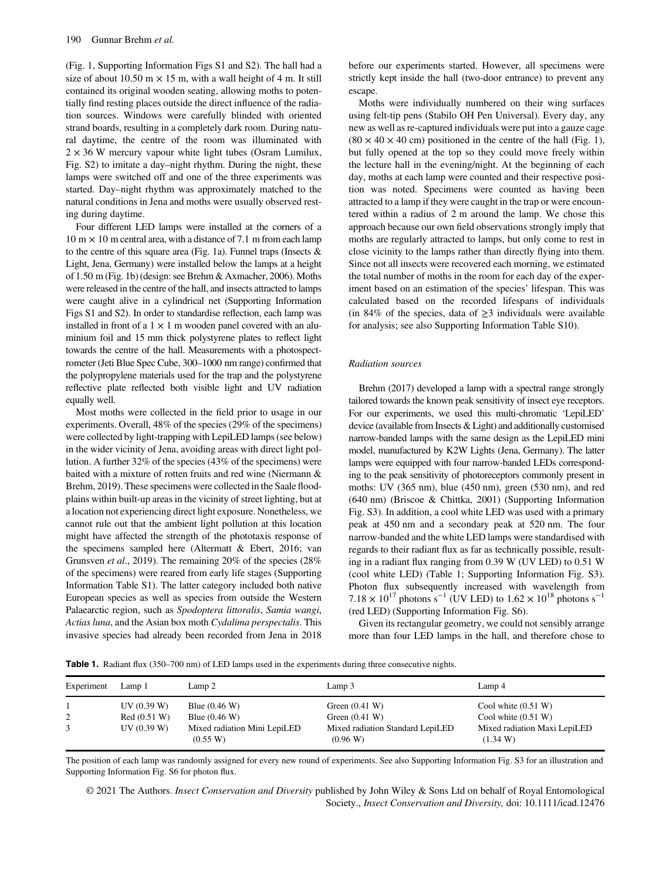(Fig. 1, Supporting Information Figs S1 and S2). The hall had a size of about 10.50 m × 15 m, with a wall height of 4 m. It still contained its original wooden seating, allowing moths to potentially find resting places outside the direct influence of the radiation sources. Windows were carefully blinded with oriented strand boards, resulting in a completely dark room. During natural daytime, the centre of the room was illuminated with 2 × 36 W mercury vapour white light tubes (Osram Lumilux, Fig. S2) to imitate a day–night rhythm. During the night, these lamps were switched off and one of the three experiments was started. Day–night rhythm was approximately matched to the natural conditions in Jena and moths were usually observed resting during daytime.

Four different LED lamps were installed at the corners of a 10 m × 10 m central area, with a distance of 7.1 m from each lamp to the centre of this square area (Fig. 1a). Funnel traps (Insects & Light, Jena, Germany) were installed below the lamps at a height of 1.50 m (Fig. 1b) (design: see Brehm & Axmacher, 2006). Moths were released in the centre of the hall, and insects attracted to lamps were caught alive in a cylindrical net (Supporting Information Figs S1 and S2). In order to standardise reflection, each lamp was installed in front of a 1 × 1 m wooden panel covered with an aluminium foil and 15 mm thick polystyrene plates to reflect light towards the centre of the hall. Measurements with a photospectrometer (Jeti Blue Spec Cube, 300–1000 nm range) confirmed that the polypropylene materials used for the trap and the polystyrene reflective plate reflected both visible light and UV radiation equally well.

Most moths were collected in the field prior to usage in our experiments. Overall, 48% of the species (29% of the specimens) were collected by light-trapping with LepiLED lamps (see below) in the wider vicinity of Jena, avoiding areas with direct light pollution. A further 32% of the species (43% of the specimens) were baited with a mixture of rotten fruits and red wine (Niermann & Brehm, 2019). These specimens were collected in the Saale floodplains within built-up areas in the vicinity of street lighting, but at a location not experiencing direct light exposure. Nonetheless, we cannot rule out that the ambient light pollution at this location might have affected the strength of the phototaxis response of the specimens sampled here (Altermatt & Ebert, 2016; van Grunsven *et al*., 2019). The remaining 20% of the species (28% of the specimens) were reared from early life stages (Supporting Information Table S1). The latter category included both native European species as well as species from outside the Western Palaearctic region, such as *Spodoptera littoralis*, *Samia wangi*, *Actias luna*, and the Asian box moth *Cydalima perspectalis*. This invasive species had already been recorded from Jena in 2018 before our experiments started. However, all specimens were strictly kept inside the hall (two-door entrance) to prevent any escape.

Moths were individually numbered on their wing surfaces using felt-tip pens (Stabilo OH Pen Universal). Every day, any new as well as re-captured individuals were put into a gauze cage (80 × 40 × 40 cm) positioned in the centre of the hall (Fig. 1), but fully opened at the top so they could move freely within the lecture hall in the evening/night. At the beginning of each day, moths at each lamp were counted and their respective position was noted. Specimens were counted as having been attracted to a lamp if they were caught in the trap or were encountered within a radius of 2 m around the lamp. We chose this approach because our own field observations strongly imply that moths are regularly attracted to lamps, but only come to rest in close vicinity to the lamps rather than directly flying into them. Since not all insects were recovered each morning, we estimated the total number of moths in the room for each day of the experiment based on an estimation of the species' lifespan. This was calculated based on the recorded lifespans of individuals (in 84% of the species, data of ≥3 individuals were available for analysis; see also Supporting Information Table S10).

### *Radiation sources*

Brehm (2017) developed a lamp with a spectral range strongly tailored towards the known peak sensitivity of insect eye receptors. For our experiments, we used this multi-chromatic 'LepiLED' device (available from Insects & Light) and additionally customised narrow-banded lamps with the same design as the LepiLED mini model, manufactured by K2W Lights (Jena, Germany). The latter lamps were equipped with four narrow-banded LEDs corresponding to the peak sensitivity of photoreceptors commonly present in moths: UV (365 nm), blue (450 nm), green (530 nm), and red (640 nm) (Briscoe & Chittka, 2001) (Supporting Information Fig. S3). In addition, a cool white LED was used with a primary peak at 450 nm and a secondary peak at 520 nm. The four narrow-banded and the white LED lamps were standardised with regards to their radiant flux as far as technically possible, resulting in a radiant flux ranging from 0.39 W (UV LED) to 0.51 W (cool white LED) (Table 1; Supporting Information Fig. S3). Photon flux subsequently increased with wavelength from $7.18 \times 10^{17}$ photons $s^{-1}$ (UV LED) to $1.62 \times 10^{18}$ photons $s^{-1}$ (red LED) (Supporting Information Fig. S6).

Given its rectangular geometry, we could not sensibly arrange more than four LED lamps in the hall, and therefore chose to

**Table 1.** Radiant flux (350–700 nm) of LED lamps used in the experiments during three consecutive nights.

| Experiment | Lamp 1 | Lamp 2 | Lamp 3 | Lamp 4 |
|---|---|---|---|---|
| 1 | UV (0.39 W) | Blue (0.46 W) | Green (0.41 W) | Cool white (0.51 W) |
| 2 | Red (0.51 W) | Blue (0.46 W) | Green (0.41 W) | Cool white (0.51 W) |
| 3 | UV (0.39 W) | Mixed radiation Mini LepiLED (0.55 W) | Mixed radiation Standard LepiLED (0.96 W) | Mixed radiation Maxi LepiLED (1.34 W) |

The position of each lamp was randomly assigned for every new round of experiments. See also Supporting Information Fig. S3 for an illustration and Supporting Information Fig. S6 for photon flux.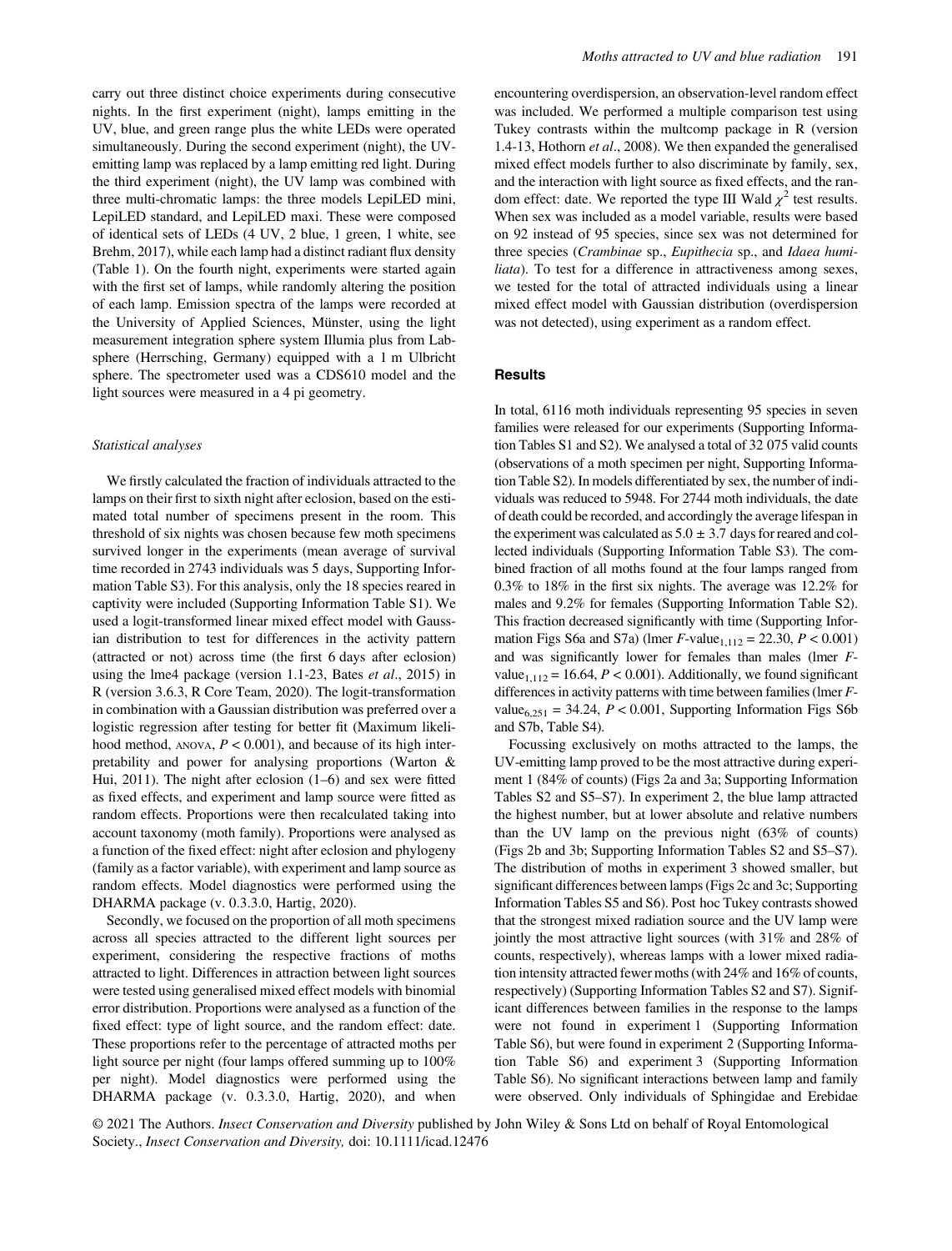carry out three distinct choice experiments during consecutive nights. In the first experiment (night), lamps emitting in the UV, blue, and green range plus the white LEDs were operated simultaneously. During the second experiment (night), the UV-emitting lamp was replaced by a lamp emitting red light. During the third experiment (night), the UV lamp was combined with three multi-chromatic lamps: the three models LepiLED mini, LepiLED standard, and LepiLED maxi. These were composed of identical sets of LEDs (4 UV, 2 blue, 1 green, 1 white, see Brehm, 2017), while each lamp had a distinct radiant flux density (Table 1). On the fourth night, experiments were started again with the first set of lamps, while randomly altering the position of each lamp. Emission spectra of the lamps were recorded at the University of Applied Sciences, Münster, using the light measurement integration sphere system Illumia plus from Labsphere (Herrsching, Germany) equipped with a 1 m Ulbricht sphere. The spectrometer used was a CDS610 model and the light sources were measured in a 4 pi geometry.

### Statistical analyses

We firstly calculated the fraction of individuals attracted to the lamps on their first to sixth night after eclosion, based on the estimated total number of specimens present in the room. This threshold of six nights was chosen because few moth specimens survived longer in the experiments (mean average of survival time recorded in 2743 individuals was 5 days, Supporting Information Table S3). For this analysis, only the 18 species reared in captivity were included (Supporting Information Table S1). We used a logit-transformed linear mixed effect model with Gaussian distribution to test for differences in the activity pattern (attracted or not) across time (the first 6 days after eclosion) using the lme4 package (version 1.1-23, Bates *et al*., 2015) in R (version 3.6.3, R Core Team, 2020). The logit-transformation in combination with a Gaussian distribution was preferred over a logistic regression after testing for better fit (Maximum likelihood method, ANOVA, $P < 0.001$), and because of its high interpretability and power for analysing proportions (Warton & Hui, 2011). The night after eclosion (1–6) and sex were fitted as fixed effects, and experiment and lamp source were fitted as random effects. Proportions were then recalculated taking into account taxonomy (moth family). Proportions were analysed as a function of the fixed effect: night after eclosion and phylogeny (family as a factor variable), with experiment and lamp source as random effects. Model diagnostics were performed using the DHARMA package (v. 0.3.3.0, Hartig, 2020).

Secondly, we focused on the proportion of all moth specimens across all species attracted to the different light sources per experiment, considering the respective fractions of moths attracted to light. Differences in attraction between light sources were tested using generalised mixed effect models with binomial error distribution. Proportions were analysed as a function of the fixed effect: type of light source, and the random effect: date. These proportions refer to the percentage of attracted moths per light source per night (four lamps offered summing up to 100% per night). Model diagnostics were performed using the DHARMA package (v. 0.3.3.0, Hartig, 2020), and when encountering overdispersion, an observation-level random effect was included. We performed a multiple comparison test using Tukey contrasts within the multcomp package in R (version 1.4-13, Hothorn *et al*., 2008). We then expanded the generalised mixed effect models further to also discriminate by family, sex, and the interaction with light source as fixed effects, and the random effect: date. We reported the type III Wald $\chi^2$ test results. When sex was included as a model variable, results were based on 92 instead of 95 species, since sex was not determined for three species (*Crambinae* sp., *Eupithecia* sp., and *Idaea humiliata*). To test for a difference in attractiveness among sexes, we tested for the total of attracted individuals using a linear mixed effect model with Gaussian distribution (overdispersion was not detected), using experiment as a random effect.

## Results

In total, 6116 moth individuals representing 95 species in seven families were released for our experiments (Supporting Information Tables S1 and S2). We analysed a total of 32 075 valid counts (observations of a moth specimen per night, Supporting Information Table S2). In models differentiated by sex, the number of individuals was reduced to 5948. For 2744 moth individuals, the date of death could be recorded, and accordingly the average lifespan in the experiment was calculated as $5.0 \pm 3.7$ days for reared and collected individuals (Supporting Information Table S3). The combined fraction of all moths found at the four lamps ranged from 0.3% to 18% in the first six nights. The average was 12.2% for males and 9.2% for females (Supporting Information Table S2). This fraction decreased significantly with time (Supporting Information Figs S6a and S7a) (lmer $F$-value$_{1,112} = 22.30$, $P < 0.001$) and was significantly lower for females than males (lmer $F$-value$_{1,112} = 16.64$, $P < 0.001$). Additionally, we found significant differences in activity patterns with time between families (lmer $F$-value$_{6,251} = 34.24$, $P < 0.001$, Supporting Information Figs S6b and S7b, Table S4).

Focussing exclusively on moths attracted to the lamps, the UV-emitting lamp proved to be the most attractive during experiment 1 (84% of counts) (Figs 2a and 3a; Supporting Information Tables S2 and S5–S7). In experiment 2, the blue lamp attracted the highest number, but at lower absolute and relative numbers than the UV lamp on the previous night (63% of counts) (Figs 2b and 3b; Supporting Information Tables S2 and S5–S7). The distribution of moths in experiment 3 showed smaller, but significant differences between lamps (Figs 2c and 3c; Supporting Information Tables S5 and S6). Post hoc Tukey contrasts showed that the strongest mixed radiation source and the UV lamp were jointly the most attractive light sources (with 31% and 28% of counts, respectively), whereas lamps with a lower mixed radiation intensity attracted fewer moths (with 24% and 16% of counts, respectively) (Supporting Information Tables S2 and S7). Significant differences between families in the response to the lamps were not found in experiment 1 (Supporting Information Table S6), but were found in experiment 2 (Supporting Information Table S6) and experiment 3 (Supporting Information Table S6). No significant interactions between lamp and family were observed. Only individuals of Sphingidae and Erebidae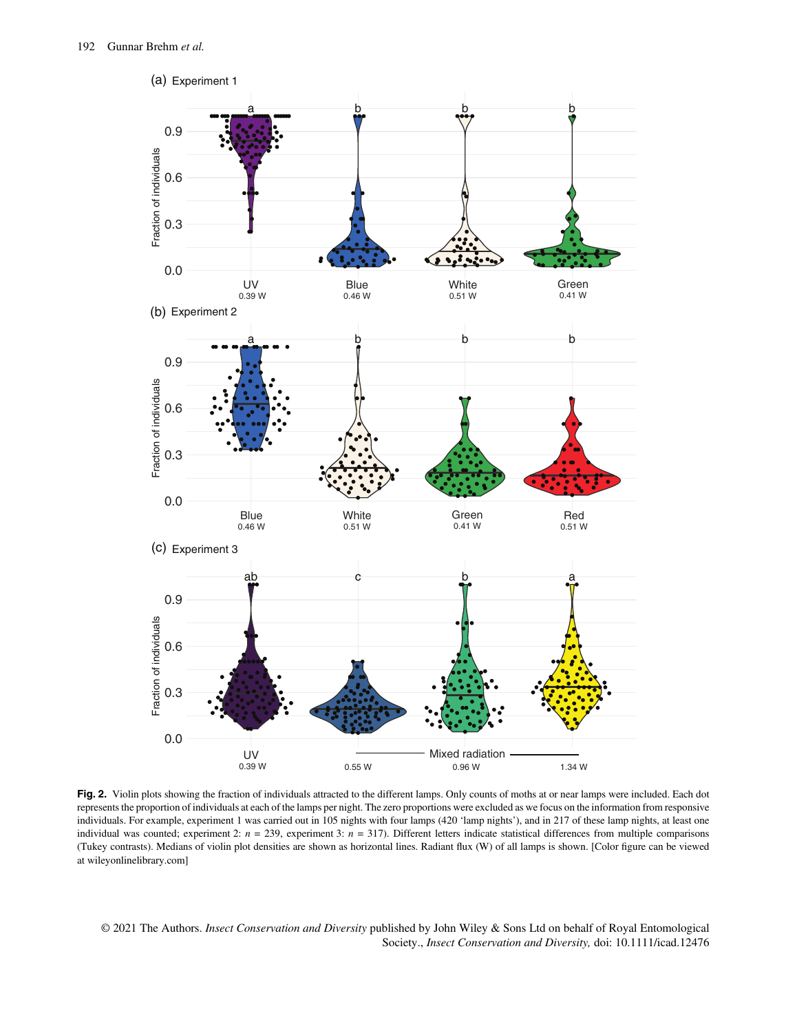(a) Experiment 1

(b) Experiment 2

(c) Experiment 3

**Fig. 2.** Violin plots showing the fraction of individuals attracted to the different lamps. Only counts of moths at or near lamps were included. Each dot represents the proportion of individuals at each of the lamps per night. The zero proportions were excluded as we focus on the information from responsive individuals. For example, experiment 1 was carried out in 105 nights with four lamps (420 'lamp nights'), and in 217 of these lamp nights, at least one individual was counted; experiment 2: $n$ = 239, experiment 3: $n$ = 317). Different letters indicate statistical differences from multiple comparisons (Tukey contrasts). Medians of violin plot densities are shown as horizontal lines. Radiant flux (W) of all lamps is shown. [Color figure can be viewed at wileyonlinelibrary.com]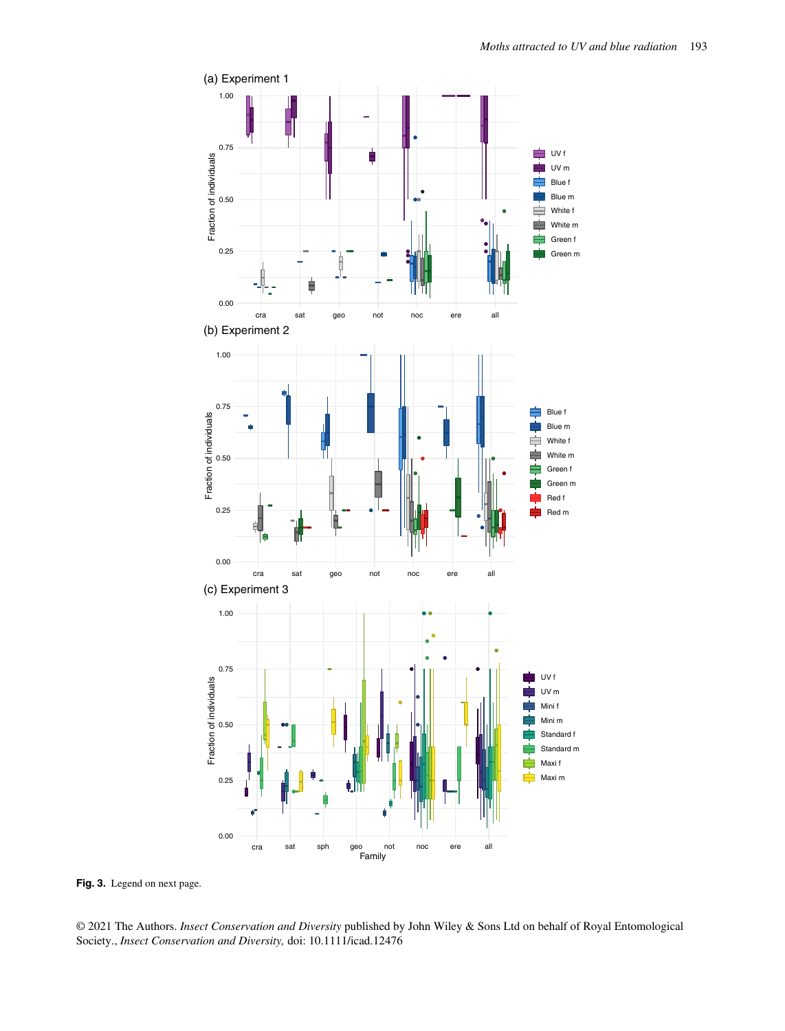(a) Experiment 1

(b) Experiment 2

(c) Experiment 3

**Fig. 3.** Legend on next page.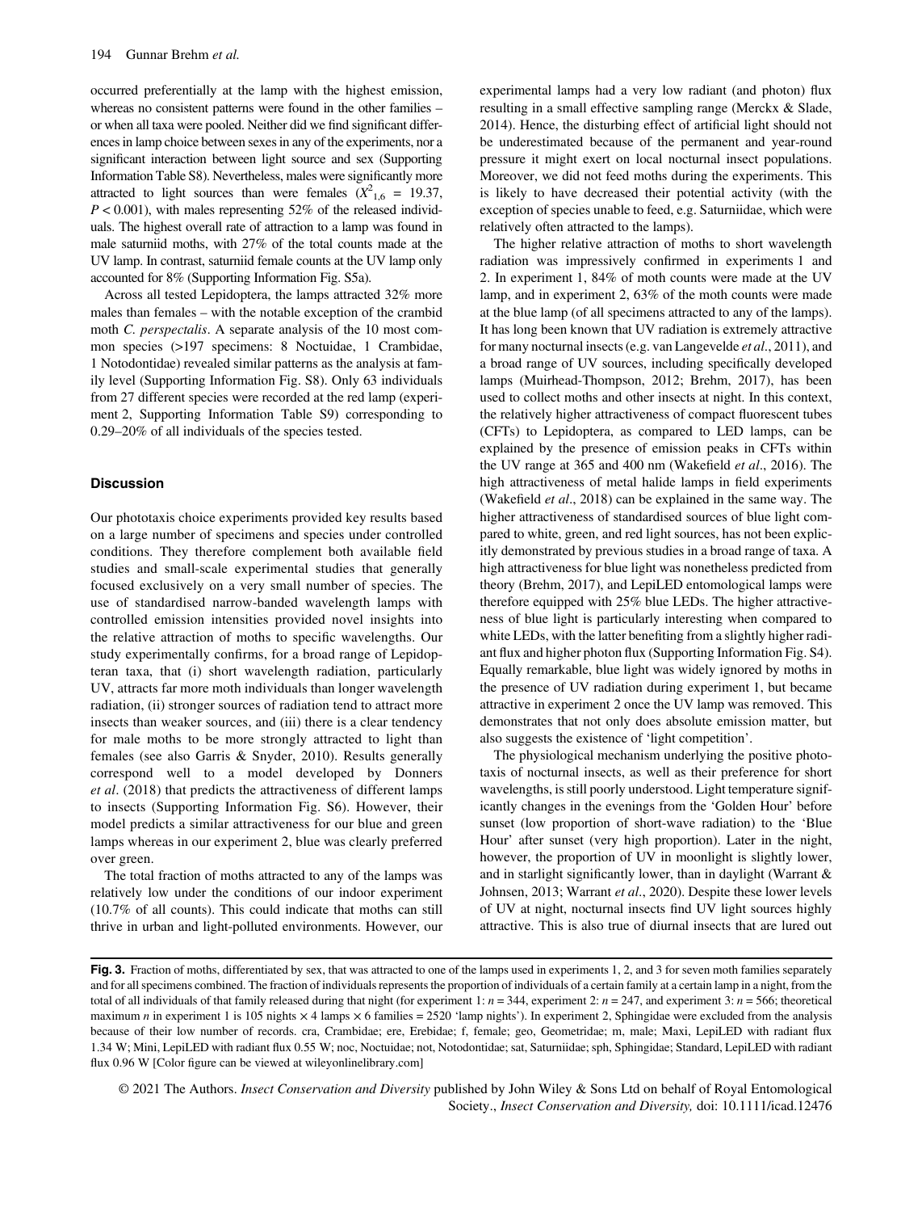occurred preferentially at the lamp with the highest emission, whereas no consistent patterns were found in the other families – or when all taxa were pooled. Neither did we find significant differences in lamp choice between sexes in any of the experiments, nor a significant interaction between light source and sex (Supporting Information Table S8). Nevertheless, males were significantly more attracted to light sources than were females ($X^2_{1,6}$ = 19.37, $P < 0.001$), with males representing 52% of the released individuals. The highest overall rate of attraction to a lamp was found in male saturniid moths, with 27% of the total counts made at the UV lamp. In contrast, saturniid female counts at the UV lamp only accounted for 8% (Supporting Information Fig. S5a).

Across all tested Lepidoptera, the lamps attracted 32% more males than females – with the notable exception of the crambid moth *C. perspectalis*. A separate analysis of the 10 most common species (>197 specimens: 8 Noctuidae, 1 Crambidae, 1 Notodontidae) revealed similar patterns as the analysis at family level (Supporting Information Fig. S8). Only 63 individuals from 27 different species were recorded at the red lamp (experiment 2, Supporting Information Table S9) corresponding to 0.29–20% of all individuals of the species tested.

## Discussion

Our phototaxis choice experiments provided key results based on a large number of specimens and species under controlled conditions. They therefore complement both available field studies and small-scale experimental studies that generally focused exclusively on a very small number of species. The use of standardised narrow-banded wavelength lamps with controlled emission intensities provided novel insights into the relative attraction of moths to specific wavelengths. Our study experimentally confirms, for a broad range of Lepidopteran taxa, that (i) short wavelength radiation, particularly UV, attracts far more moth individuals than longer wavelength radiation, (ii) stronger sources of radiation tend to attract more insects than weaker sources, and (iii) there is a clear tendency for male moths to be more strongly attracted to light than females (see also Garris & Snyder, 2010). Results generally correspond well to a model developed by Donners *et al*. (2018) that predicts the attractiveness of different lamps to insects (Supporting Information Fig. S6). However, their model predicts a similar attractiveness for our blue and green lamps whereas in our experiment 2, blue was clearly preferred over green.

The total fraction of moths attracted to any of the lamps was relatively low under the conditions of our indoor experiment (10.7% of all counts). This could indicate that moths can still thrive in urban and light-polluted environments. However, our experimental lamps had a very low radiant (and photon) flux resulting in a small effective sampling range (Merckx & Slade, 2014). Hence, the disturbing effect of artificial light should not be underestimated because of the permanent and year-round pressure it might exert on local nocturnal insect populations. Moreover, we did not feed moths during the experiments. This is likely to have decreased their potential activity (with the exception of species unable to feed, e.g. Saturniidae, which were relatively often attracted to the lamps).

The higher relative attraction of moths to short wavelength radiation was impressively confirmed in experiments 1 and 2. In experiment 1, 84% of moth counts were made at the UV lamp, and in experiment 2, 63% of the moth counts were made at the blue lamp (of all specimens attracted to any of the lamps). It has long been known that UV radiation is extremely attractive for many nocturnal insects (e.g. van Langevelde *et al*., 2011), and a broad range of UV sources, including specifically developed lamps (Muirhead-Thompson, 2012; Brehm, 2017), has been used to collect moths and other insects at night. In this context, the relatively higher attractiveness of compact fluorescent tubes (CFTs) to Lepidoptera, as compared to LED lamps, can be explained by the presence of emission peaks in CFTs within the UV range at 365 and 400 nm (Wakefield *et al*., 2016). The high attractiveness of metal halide lamps in field experiments (Wakefield *et al*., 2018) can be explained in the same way. The higher attractiveness of standardised sources of blue light compared to white, green, and red light sources, has not been explicitly demonstrated by previous studies in a broad range of taxa. A high attractiveness for blue light was nonetheless predicted from theory (Brehm, 2017), and LepiLED entomological lamps were therefore equipped with 25% blue LEDs. The higher attractiveness of blue light is particularly interesting when compared to white LEDs, with the latter benefiting from a slightly higher radiant flux and higher photon flux (Supporting Information Fig. S4). Equally remarkable, blue light was widely ignored by moths in the presence of UV radiation during experiment 1, but became attractive in experiment 2 once the UV lamp was removed. This demonstrates that not only does absolute emission matter, but also suggests the existence of 'light competition'.

The physiological mechanism underlying the positive phototaxis of nocturnal insects, as well as their preference for short wavelengths, is still poorly understood. Light temperature significantly changes in the evenings from the 'Golden Hour' before sunset (low proportion of short-wave radiation) to the 'Blue Hour' after sunset (very high proportion). Later in the night, however, the proportion of UV in moonlight is slightly lower, and in starlight significantly lower, than in daylight (Warrant & Johnsen, 2013; Warrant *et al*., 2020). Despite these lower levels of UV at night, nocturnal insects find UV light sources highly attractive. This is also true of diurnal insects that are lured out

**Fig. 3.** Fraction of moths, differentiated by sex, that was attracted to one of the lamps used in experiments 1, 2, and 3 for seven moth families separately and for all specimens combined. The fraction of individuals represents the proportion of individuals of a certain family at a certain lamp in a night, from the total of all individuals of that family released during that night (for experiment 1: $n$ = 344, experiment 2: $n$ = 247, and experiment 3: $n$ = 566; theoretical maximum $n$ in experiment 1 is 105 nights × 4 lamps × 6 families = 2520 'lamp nights'). In experiment 2, Sphingidae were excluded from the analysis because of their low number of records. cra, Crambidae; ere, Erebidae; f, female; geo, Geometridae; m, male; Maxi, LepiLED with radiant flux 1.34 W; Mini, LepiLED with radiant flux 0.55 W; noc, Noctuidae; not, Notodontidae; sat, Saturniidae; sph, Sphingidae; Standard, LepiLED with radiant flux 0.96 W [Color figure can be viewed at wileyonlinelibrary.com]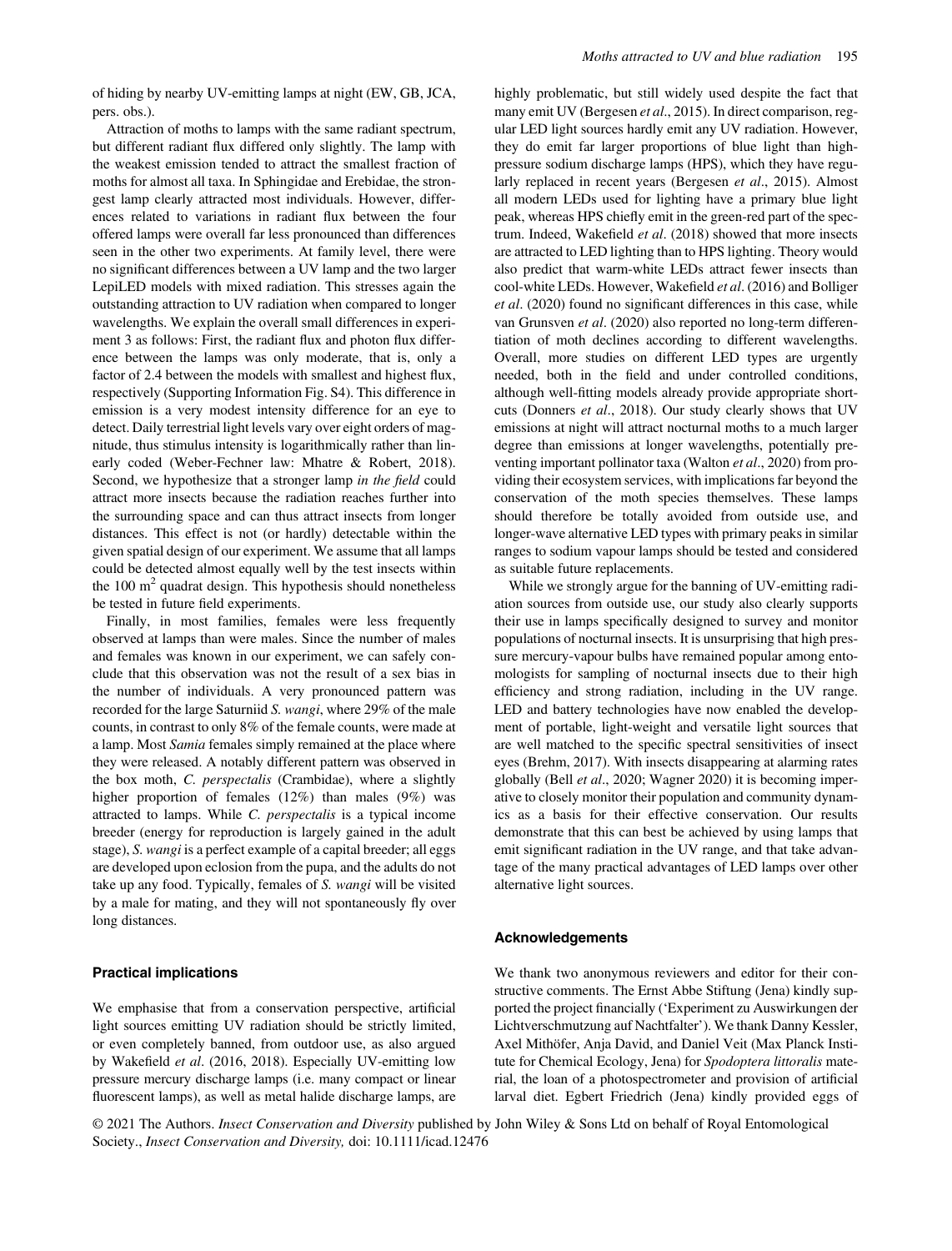of hiding by nearby UV-emitting lamps at night (EW, GB, JCA, pers. obs.).

Attraction of moths to lamps with the same radiant spectrum, but different radiant flux differed only slightly. The lamp with the weakest emission tended to attract the smallest fraction of moths for almost all taxa. In Sphingidae and Erebidae, the strongest lamp clearly attracted most individuals. However, differences related to variations in radiant flux between the four offered lamps were overall far less pronounced than differences seen in the other two experiments. At family level, there were no significant differences between a UV lamp and the two larger LepiLED models with mixed radiation. This stresses again the outstanding attraction to UV radiation when compared to longer wavelengths. We explain the overall small differences in experiment 3 as follows: First, the radiant flux and photon flux difference between the lamps was only moderate, that is, only a factor of 2.4 between the models with smallest and highest flux, respectively (Supporting Information Fig. S4). This difference in emission is a very modest intensity difference for an eye to detect. Daily terrestrial light levels vary over eight orders of magnitude, thus stimulus intensity is logarithmically rather than linearly coded (Weber-Fechner law: Mhatre & Robert, 2018). Second, we hypothesize that a stronger lamp *in the field* could attract more insects because the radiation reaches further into the surrounding space and can thus attract insects from longer distances. This effect is not (or hardly) detectable within the given spatial design of our experiment. We assume that all lamps could be detected almost equally well by the test insects within the 100 $m^2$ quadrat design. This hypothesis should nonetheless be tested in future field experiments.

Finally, in most families, females were less frequently observed at lamps than were males. Since the number of males and females was known in our experiment, we can safely conclude that this observation was not the result of a sex bias in the number of individuals. A very pronounced pattern was recorded for the large Saturniid *S. wangi*, where 29% of the male counts, in contrast to only 8% of the female counts, were made at a lamp. Most *Samia* females simply remained at the place where they were released. A notably different pattern was observed in the box moth, *C. perspectalis* (Crambidae), where a slightly higher proportion of females (12%) than males (9%) was attracted to lamps. While *C. perspectalis* is a typical income breeder (energy for reproduction is largely gained in the adult stage), *S. wangi* is a perfect example of a capital breeder; all eggs are developed upon eclosion from the pupa, and the adults do not take up any food. Typically, females of *S. wangi* will be visited by a male for mating, and they will not spontaneously fly over long distances.

## Practical implications

We emphasise that from a conservation perspective, artificial light sources emitting UV radiation should be strictly limited, or even completely banned, from outdoor use, as also argued by Wakefield *et al*. (2016, 2018). Especially UV-emitting low pressure mercury discharge lamps (i.e. many compact or linear fluorescent lamps), as well as metal halide discharge lamps, are highly problematic, but still widely used despite the fact that many emit UV (Bergesen *et al*., 2015). In direct comparison, regular LED light sources hardly emit any UV radiation. However, they do emit far larger proportions of blue light than high-pressure sodium discharge lamps (HPS), which they have regularly replaced in recent years (Bergesen *et al*., 2015). Almost all modern LEDs used for lighting have a primary blue light peak, whereas HPS chiefly emit in the green-red part of the spectrum. Indeed, Wakefield *et al*. (2018) showed that more insects are attracted to LED lighting than to HPS lighting. Theory would also predict that warm-white LEDs attract fewer insects than cool-white LEDs. However, Wakefield *et al*. (2016) and Bolliger *et al*. (2020) found no significant differences in this case, while van Grunsven *et al*. (2020) also reported no long-term differentiation of moth declines according to different wavelengths. Overall, more studies on different LED types are urgently needed, both in the field and under controlled conditions, although well-fitting models already provide appropriate shortcuts (Donners *et al*., 2018). Our study clearly shows that UV emissions at night will attract nocturnal moths to a much larger degree than emissions at longer wavelengths, potentially preventing important pollinator taxa (Walton *et al*., 2020) from providing their ecosystem services, with implications far beyond the conservation of the moth species themselves. These lamps should therefore be totally avoided from outside use, and longer-wave alternative LED types with primary peaks in similar ranges to sodium vapour lamps should be tested and considered as suitable future replacements.

While we strongly argue for the banning of UV-emitting radiation sources from outside use, our study also clearly supports their use in lamps specifically designed to survey and monitor populations of nocturnal insects. It is unsurprising that high pressure mercury-vapour bulbs have remained popular among entomologists for sampling of nocturnal insects due to their high efficiency and strong radiation, including in the UV range. LED and battery technologies have now enabled the development of portable, light-weight and versatile light sources that are well matched to the specific spectral sensitivities of insect eyes (Brehm, 2017). With insects disappearing at alarming rates globally (Bell *et al*., 2020; Wagner 2020) it is becoming imperative to closely monitor their population and community dynamics as a basis for their effective conservation. Our results demonstrate that this can best be achieved by using lamps that emit significant radiation in the UV range, and that take advantage of the many practical advantages of LED lamps over other alternative light sources.

## Acknowledgements

We thank two anonymous reviewers and editor for their constructive comments. The Ernst Abbe Stiftung (Jena) kindly supported the project financially ('Experiment zu Auswirkungen der Lichtverschmutzung auf Nachtfalter'). We thank Danny Kessler, Axel Mithöfer, Anja David, and Daniel Veit (Max Planck Institute for Chemical Ecology, Jena) for *Spodoptera littoralis* material, the loan of a photospectrometer and provision of artificial larval diet. Egbert Friedrich (Jena) kindly provided eggs of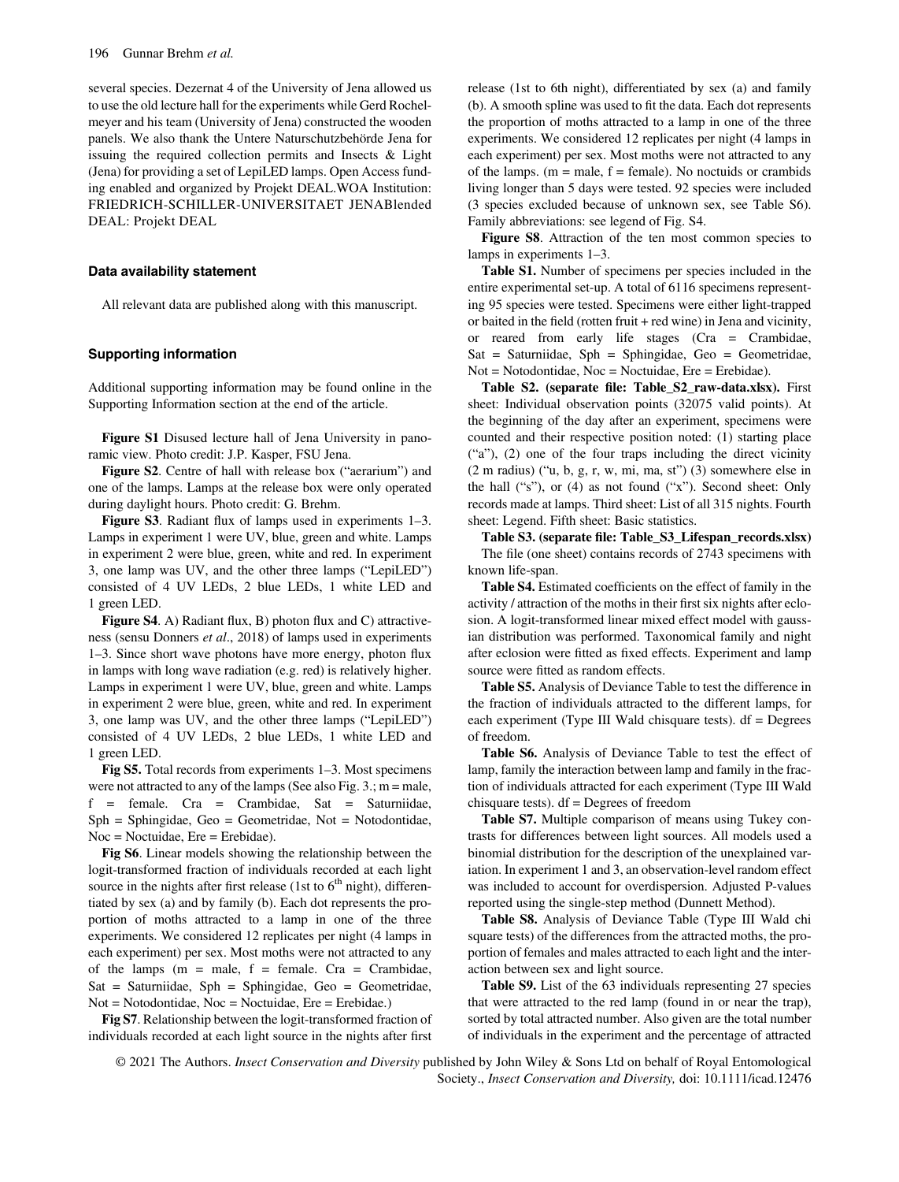several species. Dezernat 4 of the University of Jena allowed us to use the old lecture hall for the experiments while Gerd Rochelmeyer and his team (University of Jena) constructed the wooden panels. We also thank the Untere Naturschutzbehörde Jena for issuing the required collection permits and Insects & Light (Jena) for providing a set of LepiLED lamps. Open Access funding enabled and organized by Projekt DEAL.WOA Institution: FRIEDRICH-SCHILLER-UNIVERSITAET JENABlended DEAL: Projekt DEAL

### Data availability statement

All relevant data are published along with this manuscript.

### Supporting information

Additional supporting information may be found online in the Supporting Information section at the end of the article.

**Figure S1** Disused lecture hall of Jena University in panoramic view. Photo credit: J.P. Kasper, FSU Jena.

**Figure S2**. Centre of hall with release box ("aerarium") and one of the lamps. Lamps at the release box were only operated during daylight hours. Photo credit: G. Brehm.

**Figure S3**. Radiant flux of lamps used in experiments 1–3. Lamps in experiment 1 were UV, blue, green and white. Lamps in experiment 2 were blue, green, white and red. In experiment 3, one lamp was UV, and the other three lamps ("LepiLED") consisted of 4 UV LEDs, 2 blue LEDs, 1 white LED and 1 green LED.

**Figure S4**. A) Radiant flux, B) photon flux and C) attractiveness (sensu Donners *et al*., 2018) of lamps used in experiments 1–3. Since short wave photons have more energy, photon flux in lamps with long wave radiation (e.g. red) is relatively higher. Lamps in experiment 1 were UV, blue, green and white. Lamps in experiment 2 were blue, green, white and red. In experiment 3, one lamp was UV, and the other three lamps ("LepiLED") consisted of 4 UV LEDs, 2 blue LEDs, 1 white LED and 1 green LED.

**Fig S5.** Total records from experiments 1–3. Most specimens were not attracted to any of the lamps (See also Fig. 3.; m = male, f = female. Cra = Crambidae, Sat = Saturniidae, Sph = Sphingidae, Geo = Geometridae, Not = Notodontidae, Noc = Noctuidae, Ere = Erebidae).

**Fig S6**. Linear models showing the relationship between the logit-transformed fraction of individuals recorded at each light source in the nights after first release (1st to 6$^{th}$ night), differentiated by sex (a) and by family (b). Each dot represents the proportion of moths attracted to a lamp in one of the three experiments. We considered 12 replicates per night (4 lamps in each experiment) per sex. Most moths were not attracted to any of the lamps (m = male, f = female. Cra = Crambidae, Sat = Saturniidae, Sph = Sphingidae, Geo = Geometridae, Not = Notodontidae, Noc = Noctuidae, Ere = Erebidae.)

**Fig S7**. Relationship between the logit-transformed fraction of individuals recorded at each light source in the nights after first release (1st to 6th night), differentiated by sex (a) and family (b). A smooth spline was used to fit the data. Each dot represents the proportion of moths attracted to a lamp in one of the three experiments. We considered 12 replicates per night (4 lamps in each experiment) per sex. Most moths were not attracted to any of the lamps. (m = male, f = female). No noctuids or crambids living longer than 5 days were tested. 92 species were included (3 species excluded because of unknown sex, see Table S6). Family abbreviations: see legend of Fig. S4.

**Figure S8**. Attraction of the ten most common species to lamps in experiments 1–3.

**Table S1.** Number of specimens per species included in the entire experimental set-up. A total of 6116 specimens representing 95 species were tested. Specimens were either light-trapped or baited in the field (rotten fruit + red wine) in Jena and vicinity, or reared from early life stages (Cra = Crambidae, Sat = Saturniidae, Sph = Sphingidae, Geo = Geometridae, Not = Notodontidae, Noc = Noctuidae, Ere = Erebidae).

**Table S2. (separate file: Table_S2_raw-data.xlsx).** First sheet: Individual observation points (32075 valid points). At the beginning of the day after an experiment, specimens were counted and their respective position noted: (1) starting place ("a"), (2) one of the four traps including the direct vicinity (2 m radius) ("u, b, g, r, w, mi, ma, st") (3) somewhere else in the hall ("s"), or (4) as not found ("x"). Second sheet: Only records made at lamps. Third sheet: List of all 315 nights. Fourth sheet: Legend. Fifth sheet: Basic statistics.

**Table S3. (separate file: Table_S3_Lifespan_records.xlsx)** The file (one sheet) contains records of 2743 specimens with known life-span.

**Table S4.** Estimated coefficients on the effect of family in the activity / attraction of the moths in their first six nights after eclosion. A logit-transformed linear mixed effect model with gaussian distribution was performed. Taxonomical family and night after eclosion were fitted as fixed effects. Experiment and lamp source were fitted as random effects.

**Table S5.** Analysis of Deviance Table to test the difference in the fraction of individuals attracted to the different lamps, for each experiment (Type III Wald chisquare tests). df = Degrees of freedom.

**Table S6.** Analysis of Deviance Table to test the effect of lamp, family the interaction between lamp and family in the fraction of individuals attracted for each experiment (Type III Wald chisquare tests). df = Degrees of freedom

**Table S7.** Multiple comparison of means using Tukey contrasts for differences between light sources. All models used a binomial distribution for the description of the unexplained variation. In experiment 1 and 3, an observation-level random effect was included to account for overdispersion. Adjusted P-values reported using the single-step method (Dunnett Method).

**Table S8.** Analysis of Deviance Table (Type III Wald chi square tests) of the differences from the attracted moths, the proportion of females and males attracted to each light and the interaction between sex and light source.

**Table S9.** List of the 63 individuals representing 27 species that were attracted to the red lamp (found in or near the trap), sorted by total attracted number. Also given are the total number of individuals in the experiment and the percentage of attracted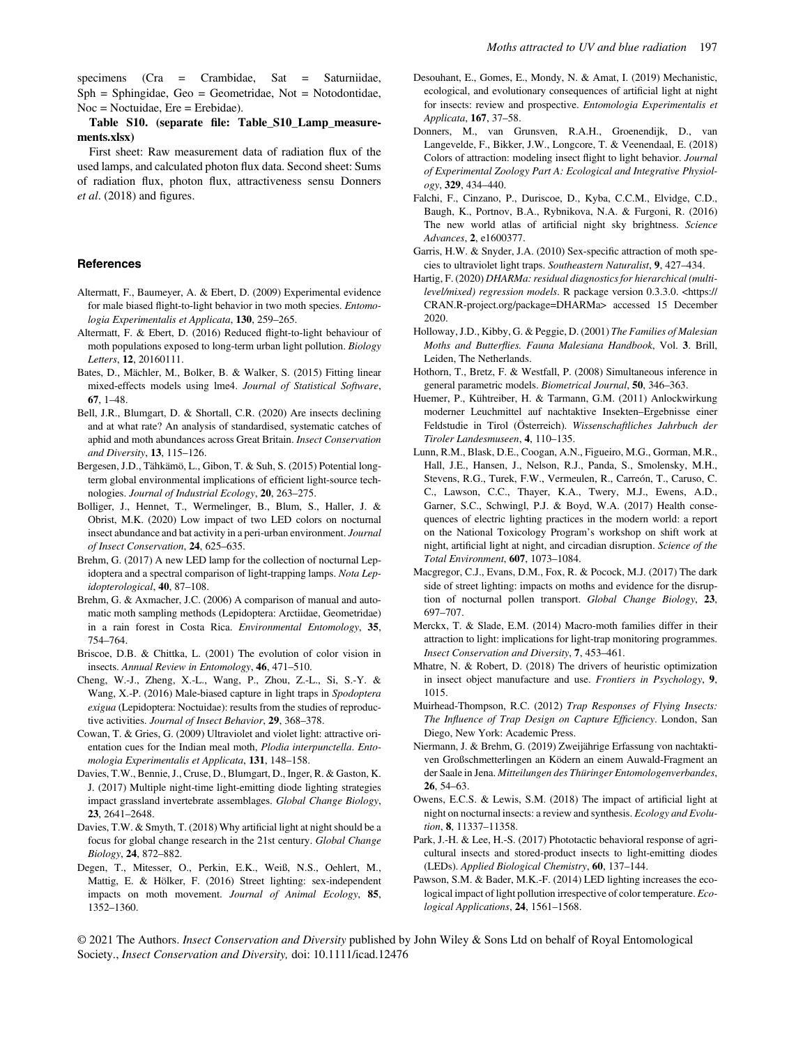specimens (Cra = Crambidae, Sat = Saturniidae, Sph = Sphingidae, Geo = Geometridae, Not = Notodontidae, Noc = Noctuidae, Ere = Erebidae).

**Table S10. (separate file: Table_S10_Lamp_measurements.xlsx)**

First sheet: Raw measurement data of radiation flux of the used lamps, and calculated photon flux data. Second sheet: Sums of radiation flux, photon flux, attractiveness sensu Donners *et al*. (2018) and figures.

## References

Altermatt, F., Baumeyer, A. & Ebert, D. (2009) Experimental evidence for male biased flight-to-light behavior in two moth species. *Entomologia Experimentalis et Applicata*, **130**, 259–265.

Altermatt, F. & Ebert, D. (2016) Reduced flight-to-light behaviour of moth populations exposed to long-term urban light pollution. *Biology Letters*, **12**, 20160111.

Bates, D., Mächler, M., Bolker, B. & Walker, S. (2015) Fitting linear mixed-effects models using lme4. *Journal of Statistical Software*, **67**, 1–48.

Bell, J.R., Blumgart, D. & Shortall, C.R. (2020) Are insects declining and at what rate? An analysis of standardised, systematic catches of aphid and moth abundances across Great Britain. *Insect Conservation and Diversity*, **13**, 115–126.

Bergesen, J.D., Tähkämö, L., Gibon, T. & Suh, S. (2015) Potential long-term global environmental implications of efficient light-source technologies. *Journal of Industrial Ecology*, **20**, 263–275.

Bolliger, J., Hennet, T., Wermelinger, B., Blum, S., Haller, J. & Obrist, M.K. (2020) Low impact of two LED colors on nocturnal insect abundance and bat activity in a peri-urban environment. *Journal of Insect Conservation*, **24**, 625–635.

Brehm, G. (2017) A new LED lamp for the collection of nocturnal Lepidoptera and a spectral comparison of light-trapping lamps. *Nota Lepidopterological*, **40**, 87–108.

Brehm, G. & Axmacher, J.C. (2006) A comparison of manual and automatic moth sampling methods (Lepidoptera: Arctiidae, Geometridae) in a rain forest in Costa Rica. *Environmental Entomology*, **35**, 754–764.

Briscoe, D.B. & Chittka, L. (2001) The evolution of color vision in insects. *Annual Review in Entomology*, **46**, 471–510.

Cheng, W.-J., Zheng, X.-L., Wang, P., Zhou, Z.-L., Si, S.-Y. & Wang, X.-P. (2016) Male-biased capture in light traps in *Spodoptera exigua* (Lepidoptera: Noctuidae): results from the studies of reproductive activities. *Journal of Insect Behavior*, **29**, 368–378.

Cowan, T. & Gries, G. (2009) Ultraviolet and violet light: attractive orientation cues for the Indian meal moth, *Plodia interpunctella*. *Entomologia Experimentalis et Applicata*, **131**, 148–158.

Davies, T.W., Bennie, J., Cruse, D., Blumgart, D., Inger, R. & Gaston, K. J. (2017) Multiple night-time light-emitting diode lighting strategies impact grassland invertebrate assemblages. *Global Change Biology*, **23**, 2641–2648.

Davies, T.W. & Smyth, T. (2018) Why artificial light at night should be a focus for global change research in the 21st century. *Global Change Biology*, **24**, 872–882.

Degen, T., Mitesser, O., Perkin, E.K., Weiß, N.S., Oehlert, M., Mattig, E. & Hölker, F. (2016) Street lighting: sex-independent impacts on moth movement. *Journal of Animal Ecology*, **85**, 1352–1360.

Desouhant, E., Gomes, E., Mondy, N. & Amat, I. (2019) Mechanistic, ecological, and evolutionary consequences of artificial light at night for insects: review and prospective. *Entomologia Experimentalis et Applicata*, **167**, 37–58.

Donners, M., van Grunsven, R.A.H., Groenendijk, D., van Langevelde, F., Bikker, J.W., Longcore, T. & Veenendaal, E. (2018) Colors of attraction: modeling insect flight to light behavior. *Journal of Experimental Zoology Part A: Ecological and Integrative Physiology*, **329**, 434–440.

Falchi, F., Cinzano, P., Duriscoe, D., Kyba, C.C.M., Elvidge, C.D., Baugh, K., Portnov, B.A., Rybnikova, N.A. & Furgoni, R. (2016) The new world atlas of artificial night sky brightness. *Science Advances*, **2**, e1600377.

Garris, H.W. & Snyder, J.A. (2010) Sex-specific attraction of moth species to ultraviolet light traps. *Southeastern Naturalist*, **9**, 427–434.

Hartig, F. (2020) *DHARMa: residual diagnostics for hierarchical (multi-level/mixed) regression models*. R package version 0.3.3.0. <https://CRAN.R-project.org/package=DHARMa> accessed 15 December 2020.

Holloway, J.D., Kibby, G. & Peggie, D. (2001) *The Families of Malesian Moths and Butterflies. Fauna Malesiana Handbook*, Vol. **3**. Brill, Leiden, The Netherlands.

Hothorn, T., Bretz, F. & Westfall, P. (2008) Simultaneous inference in general parametric models. *Biometrical Journal*, **50**, 346–363.

Huemer, P., Kühtreiber, H. & Tarmann, G.M. (2011) Anlockwirkung moderner Leuchtmittel auf nachtaktive Insekten–Ergebnisse einer Feldstudie in Tirol (Österreich). *Wissenschaftliches Jahrbuch der Tiroler Landesmuseen*, **4**, 110–135.

Lunn, R.M., Blask, D.E., Coogan, A.N., Figueiro, M.G., Gorman, M.R., Hall, J.E., Hansen, J., Nelson, R.J., Panda, S., Smolensky, M.H., Stevens, R.G., Turek, F.W., Vermeulen, R., Carreón, T., Caruso, C. C., Lawson, C.C., Thayer, K.A., Twery, M.J., Ewens, A.D., Garner, S.C., Schwingl, P.J. & Boyd, W.A. (2017) Health consequences of electric lighting practices in the modern world: a report on the National Toxicology Program's workshop on shift work at night, artificial light at night, and circadian disruption. *Science of the Total Environment*, **607**, 1073–1084.

Macgregor, C.J., Evans, D.M., Fox, R. & Pocock, M.J. (2017) The dark side of street lighting: impacts on moths and evidence for the disruption of nocturnal pollen transport. *Global Change Biology*, **23**, 697–707.

Merckx, T. & Slade, E.M. (2014) Macro-moth families differ in their attraction to light: implications for light-trap monitoring programmes. *Insect Conservation and Diversity*, **7**, 453–461.

Mhatre, N. & Robert, D. (2018) The drivers of heuristic optimization in insect object manufacture and use. *Frontiers in Psychology*, **9**, 1015.

Muirhead-Thompson, R.C. (2012) *Trap Responses of Flying Insects: The Influence of Trap Design on Capture Efficiency*. London, San Diego, New York: Academic Press.

Niermann, J. & Brehm, G. (2019) Zweijährige Erfassung von nachtaktiven Großschmetterlingen an Ködern an einem Auwald-Fragment an der Saale in Jena. *Mitteilungen des Thüringer Entomologenverbandes*, **26**, 54–63.

Owens, E.C.S. & Lewis, S.M. (2018) The impact of artificial light at night on nocturnal insects: a review and synthesis. *Ecology and Evolution*, **8**, 11337–11358.

Park, J.-H. & Lee, H.-S. (2017) Phototactic behavioral response of agricultural insects and stored-product insects to light-emitting diodes (LEDs). *Applied Biological Chemistry*, **60**, 137–144.

Pawson, S.M. & Bader, M.K.-F. (2014) LED lighting increases the ecological impact of light pollution irrespective of color temperature. *Ecological Applications*, **24**, 1561–1568.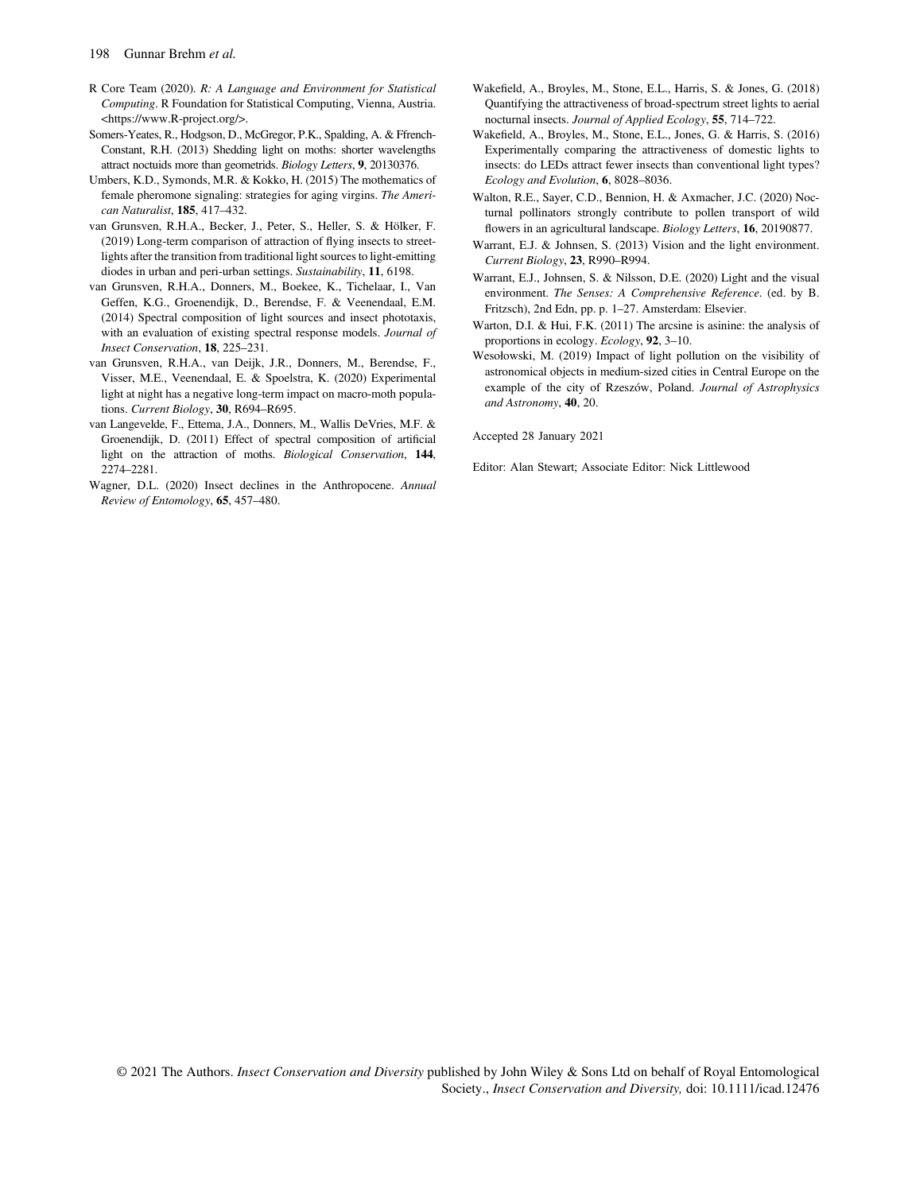R Core Team (2020). *R: A Language and Environment for Statistical Computing*. R Foundation for Statistical Computing, Vienna, Austria. <https://www.R-project.org/>.

Somers-Yeates, R., Hodgson, D., McGregor, P.K., Spalding, A. & Ffrench-Constant, R.H. (2013) Shedding light on moths: shorter wavelengths attract noctuids more than geometrids. *Biology Letters*, **9**, 20130376.

Umbers, K.D., Symonds, M.R. & Kokko, H. (2015) The mathematics of female pheromone signaling: strategies for aging virgins. *The American Naturalist*, **185**, 417–432.

van Grunsven, R.H.A., Becker, J., Peter, S., Heller, S. & Hölker, F. (2019) Long-term comparison of attraction of flying insects to streetlights after the transition from traditional light sources to light-emitting diodes in urban and peri-urban settings. *Sustainability*, **11**, 6198.

van Grunsven, R.H.A., Donners, M., Boekee, K., Tichelaar, I., Van Geffen, K.G., Groenendijk, D., Berendse, F. & Veenendaal, E.M. (2014) Spectral composition of light sources and insect phototaxis, with an evaluation of existing spectral response models. *Journal of Insect Conservation*, **18**, 225–231.

van Grunsven, R.H.A., van Deijk, J.R., Donners, M., Berendse, F., Visser, M.E., Veenendaal, E. & Spoelstra, K. (2020) Experimental light at night has a negative long-term impact on macro-moth populations. *Current Biology*, **30**, R694–R695.

van Langevelde, F., Ettema, J.A., Donners, M., Wallis DeVries, M.F. & Groenendijk, D. (2011) Effect of spectral composition of artificial light on the attraction of moths. *Biological Conservation*, **144**, 2274–2281.

Wagner, D.L. (2020) Insect declines in the Anthropocene. *Annual Review of Entomology*, **65**, 457–480.

Wakefield, A., Broyles, M., Stone, E.L., Harris, S. & Jones, G. (2018) Quantifying the attractiveness of broad-spectrum street lights to aerial nocturnal insects. *Journal of Applied Ecology*, **55**, 714–722.

Wakefield, A., Broyles, M., Stone, E.L., Jones, G. & Harris, S. (2016) Experimentally comparing the attractiveness of domestic lights to insects: do LEDs attract fewer insects than conventional light types? *Ecology and Evolution*, **6**, 8028–8036.

Walton, R.E., Sayer, C.D., Bennion, H. & Axmacher, J.C. (2020) Nocturnal pollinators strongly contribute to pollen transport of wild flowers in an agricultural landscape. *Biology Letters*, **16**, 20190877.

Warrant, E.J. & Johnsen, S. (2013) Vision and the light environment. *Current Biology*, **23**, R990–R994.

Warrant, E.J., Johnsen, S. & Nilsson, D.E. (2020) Light and the visual environment. *The Senses: A Comprehensive Reference*. (ed. by B. Fritzsch), 2nd Edn, pp. p. 1–27. Amsterdam: Elsevier.

Warton, D.I. & Hui, F.K. (2011) The arcsine is asinine: the analysis of proportions in ecology. *Ecology*, **92**, 3–10.

Wesołowski, M. (2019) Impact of light pollution on the visibility of astronomical objects in medium-sized cities in Central Europe on the example of the city of Rzeszów, Poland. *Journal of Astrophysics and Astronomy*, **40**, 20.

Accepted 28 January 2021

Editor: Alan Stewart; Associate Editor: Nick Littlewood